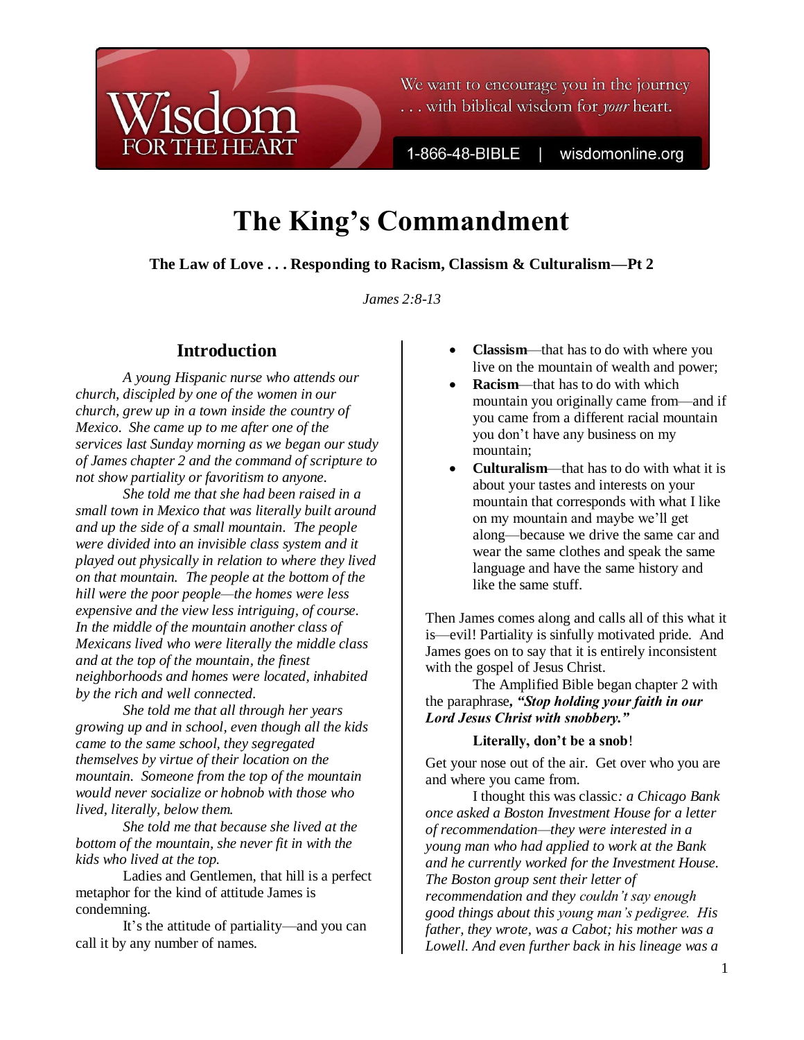# The King's Commandment

**The Law of Love . . . Responding to Racism, Classism & Culturalism—Pt 2**

*James 2:8-13*

## Introduction

*A young Hispanic nurse who attends our church, discipled by one of the women in our church, grew up in a town inside the country of Mexico. She came up to me after one of the services last Sunday morning as we began our study of James chapter 2 and the command of scripture to not show partiality or favoritism to anyone.*

*She told me that she had been raised in a small town in Mexico that was literally built around and up the side of a small mountain. The people were divided into an invisible class system and it played out physically in relation to where they lived on that mountain. The people at the bottom of the hill were the poor people—the homes were less expensive and the view less intriguing, of course. In the middle of the mountain another class of Mexicans lived who were literally the middle class and at the top of the mountain, the finest neighborhoods and homes were located, inhabited by the rich and well connected.*

*She told me that all through her years growing up and in school, even though all the kids came to the same school, they segregated themselves by virtue of their location on the mountain. Someone from the top of the mountain would never socialize or hobnob with those who lived, literally, below them.*

*She told me that because she lived at the bottom of the mountain, she never fit in with the kids who lived at the top.*

Ladies and Gentlemen, that hill is a perfect metaphor for the kind of attitude James is condemning.

It's the attitude of partiality—and you can call it by any number of names.

- **Classism**—that has to do with where you live on the mountain of wealth and power;
- **Racism**—that has to do with which mountain you originally came from—and if you came from a different racial mountain you don't have any business on my mountain;
- **Culturalism**—that has to do with what it is about your tastes and interests on your mountain that corresponds with what I like on my mountain and maybe we'll get along—because we drive the same car and wear the same clothes and speak the same language and have the same history and like the same stuff.

Then James comes along and calls all of this what it is—evil! Partiality is sinfully motivated pride. And James goes on to say that it is entirely inconsistent with the gospel of Jesus Christ.

The Amplified Bible began chapter 2 with the paraphrase**, *"Stop holding your faith in our Lord Jesus Christ with snobbery."***

**Literally, don't be a snob**!

Get your nose out of the air. Get over who you are and where you came from.

I thought this was classic*: a Chicago Bank once asked a Boston Investment House for a letter of recommendation—they were interested in a young man who had applied to work at the Bank and he currently worked for the Investment House. The Boston group sent their letter of recommendation and they couldn't say enough good things about this young man's pedigree. His father, they wrote, was a Cabot; his mother was a Lowell. And even further back in his lineage was a*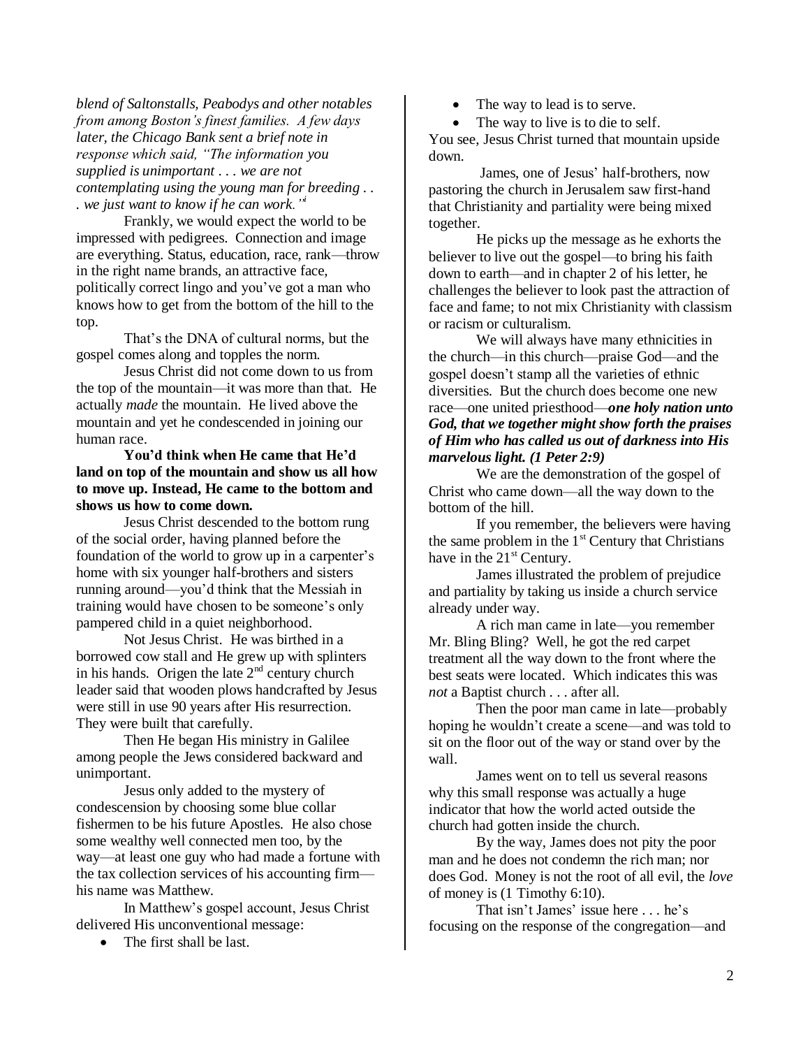*blend of Saltonstalls, Peabodys and other notables from among Boston's finest families. A few days later, the Chicago Bank sent a brief note in response which said, "The information you supplied is unimportant . . . we are not contemplating using the young man for breeding . . . we just want to know if he can work."*[i]

Frankly, we would expect the world to be impressed with pedigrees. Connection and image are everything. Status, education, race, rank—throw in the right name brands, an attractive face, politically correct lingo and you've got a man who knows how to get from the bottom of the hill to the top.

That's the DNA of cultural norms, but the gospel comes along and topples the norm.

Jesus Christ did not come down to us from the top of the mountain—it was more than that. He actually *made* the mountain. He lived above the mountain and yet he condescended in joining our human race.

**You'd think when He came that He'd land on top of the mountain and show us all how to move up. Instead, He came to the bottom and shows us how to come down.**

Jesus Christ descended to the bottom rung of the social order, having planned before the foundation of the world to grow up in a carpenter's home with six younger half-brothers and sisters running around—you'd think that the Messiah in training would have chosen to be someone's only pampered child in a quiet neighborhood.

Not Jesus Christ. He was birthed in a borrowed cow stall and He grew up with splinters in his hands. Origen the late 2nd century church leader said that wooden plows handcrafted by Jesus were still in use 90 years after His resurrection. They were built that carefully.

Then He began His ministry in Galilee among people the Jews considered backward and unimportant.

Jesus only added to the mystery of condescension by choosing some blue collar fishermen to be his future Apostles. He also chose some wealthy well connected men too, by the way—at least one guy who had made a fortune with the tax collection services of his accounting firm—his name was Matthew.

In Matthew's gospel account, Jesus Christ delivered His unconventional message:

- The first shall be last.
- The way to lead is to serve.
- The way to live is to die to self.

You see, Jesus Christ turned that mountain upside down.

James, one of Jesus' half-brothers, now pastoring the church in Jerusalem saw first-hand that Christianity and partiality were being mixed together.

He picks up the message as he exhorts the believer to live out the gospel—to bring his faith down to earth—and in chapter 2 of his letter, he challenges the believer to look past the attraction of face and fame; to not mix Christianity with classism or racism or culturalism.

We will always have many ethnicities in the church—in this church—praise God—and the gospel doesn't stamp all the varieties of ethnic diversities. But the church does become one new race—one united priesthood—***one holy nation unto God, that we together might show forth the praises of Him who has called us out of darkness into His marvelous light. (1 Peter 2:9)***

We are the demonstration of the gospel of Christ who came down—all the way down to the bottom of the hill.

If you remember, the believers were having the same problem in the 1st Century that Christians have in the 21st Century.

James illustrated the problem of prejudice and partiality by taking us inside a church service already under way.

A rich man came in late—you remember Mr. Bling Bling? Well, he got the red carpet treatment all the way down to the front where the best seats were located. Which indicates this was *not* a Baptist church . . . after all.

Then the poor man came in late—probably hoping he wouldn't create a scene—and was told to sit on the floor out of the way or stand over by the wall.

James went on to tell us several reasons why this small response was actually a huge indicator that how the world acted outside the church had gotten inside the church.

By the way, James does not pity the poor man and he does not condemn the rich man; nor does God. Money is not the root of all evil, the *love* of money is (1 Timothy 6:10).

That isn't James' issue here . . . he's focusing on the response of the congregation—and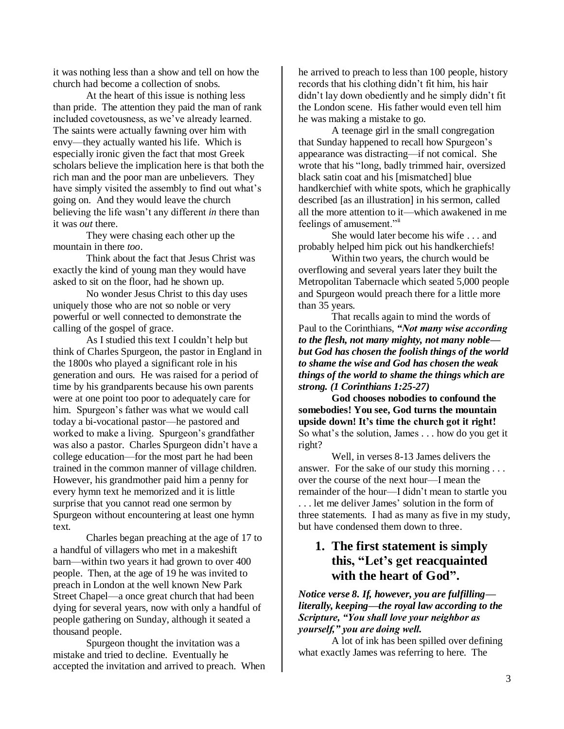it was nothing less than a show and tell on how the church had become a collection of snobs.

At the heart of this issue is nothing less than pride. The attention they paid the man of rank included covetousness, as we've already learned. The saints were actually fawning over him with envy—they actually wanted his life. Which is especially ironic given the fact that most Greek scholars believe the implication here is that both the rich man and the poor man are unbelievers. They have simply visited the assembly to find out what's going on. And they would leave the church believing the life wasn't any different *in* there than it was *out* there.

They were chasing each other up the mountain in there *too*.

Think about the fact that Jesus Christ was exactly the kind of young man they would have asked to sit on the floor, had he shown up.

No wonder Jesus Christ to this day uses uniquely those who are not so noble or very powerful or well connected to demonstrate the calling of the gospel of grace.

As I studied this text I couldn't help but think of Charles Spurgeon, the pastor in England in the 1800s who played a significant role in his generation and ours. He was raised for a period of time by his grandparents because his own parents were at one point too poor to adequately care for him. Spurgeon's father was what we would call today a bi-vocational pastor—he pastored and worked to make a living. Spurgeon's grandfather was also a pastor. Charles Spurgeon didn't have a college education—for the most part he had been trained in the common manner of village children. However, his grandmother paid him a penny for every hymn text he memorized and it is little surprise that you cannot read one sermon by Spurgeon without encountering at least one hymn text.

Charles began preaching at the age of 17 to a handful of villagers who met in a makeshift barn—within two years it had grown to over 400 people. Then, at the age of 19 he was invited to preach in London at the well known New Park Street Chapel—a once great church that had been dying for several years, now with only a handful of people gathering on Sunday, although it seated a thousand people.

Spurgeon thought the invitation was a mistake and tried to decline. Eventually he accepted the invitation and arrived to preach. When he arrived to preach to less than 100 people, history records that his clothing didn't fit him, his hair didn't lay down obediently and he simply didn't fit the London scene. His father would even tell him he was making a mistake to go.

A teenage girl in the small congregation that Sunday happened to recall how Spurgeon's appearance was distracting—if not comical. She wrote that his "long, badly trimmed hair, oversized black satin coat and his [mismatched] blue handkerchief with white spots, which he graphically described [as an illustration] in his sermon, called all the more attention to it—which awakened in me feelings of amusement."[ii]

She would later become his wife . . . and probably helped him pick out his handkerchiefs!

Within two years, the church would be overflowing and several years later they built the Metropolitan Tabernacle which seated 5,000 people and Spurgeon would preach there for a little more than 35 years.

That recalls again to mind the words of Paul to the Corinthians, ***"Not many wise according to the flesh, not many mighty, not many noble—but God has chosen the foolish things of the world to shame the wise and God has chosen the weak things of the world to shame the things which are strong. (1 Corinthians 1:25-27)***

**God chooses nobodies to confound the somebodies! You see, God turns the mountain upside down! It's time the church got it right!** So what's the solution, James . . . how do you get it right?

Well, in verses 8-13 James delivers the answer. For the sake of our study this morning . . . over the course of the next hour—I mean the remainder of the hour—I didn't mean to startle you . . . let me deliver James' solution in the form of three statements. I had as many as five in my study, but have condensed them down to three.

## 1. The first statement is simply this, "Let's get reacquainted with the heart of God".

***Notice verse 8. If, however, you are fulfilling—literally, keeping—the royal law according to the Scripture, "You shall love your neighbor as yourself," you are doing well.***

A lot of ink has been spilled over defining what exactly James was referring to here. The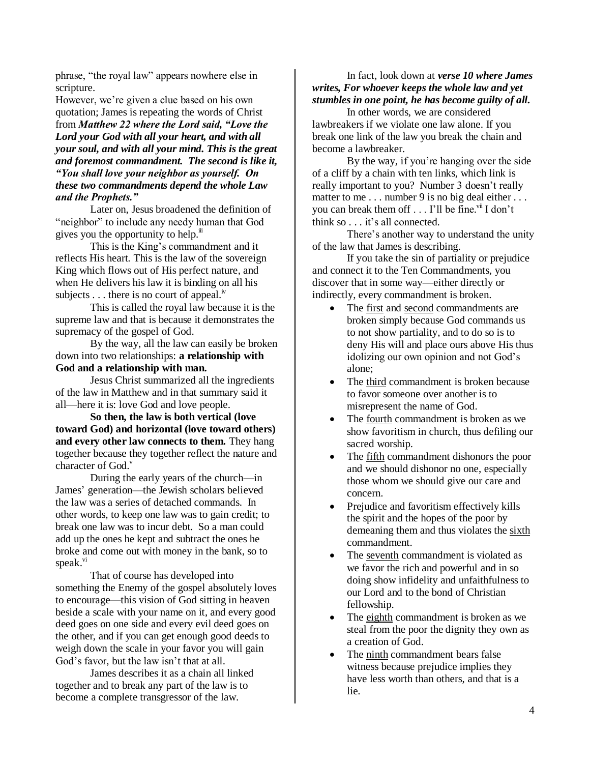phrase, “the royal law” appears nowhere else in scripture.

However, we’re given a clue based on his own quotation; James is repeating the words of Christ from ***Matthew 22 where the Lord said, “Love the Lord your God with all your heart, and with all your soul, and with all your mind. This is the great and foremost commandment. The second is like it, “You shall love your neighbor as yourself. On these two commandments depend the whole Law and the Prophets.”***

Later on, Jesus broadened the definition of “neighbor” to include any needy human that God gives you the opportunity to help.[iii]

This is the King’s commandment and it reflects His heart. This is the law of the sovereign King which flows out of His perfect nature, and when He delivers his law it is binding on all his subjects . . . there is no court of appeal.[iv]

This is called the royal law because it is the supreme law and that is because it demonstrates the supremacy of the gospel of God.

By the way, all the law can easily be broken down into two relationships: **a relationship with God and a relationship with man.**

Jesus Christ summarized all the ingredients of the law in Matthew and in that summary said it all—here it is: love God and love people.

**So then, the law is both vertical (love toward God) and horizontal (love toward others) and every other law connects to them.** They hang together because they together reflect the nature and character of God.[v]

During the early years of the church—in James’ generation—the Jewish scholars believed the law was a series of detached commands. In other words, to keep one law was to gain credit; to break one law was to incur debt. So a man could add up the ones he kept and subtract the ones he broke and come out with money in the bank, so to speak.[vi]

That of course has developed into something the Enemy of the gospel absolutely loves to encourage—this vision of God sitting in heaven beside a scale with your name on it, and every good deed goes on one side and every evil deed goes on the other, and if you can get enough good deeds to weigh down the scale in your favor you will gain God’s favor, but the law isn’t that at all.

James describes it as a chain all linked together and to break any part of the law is to become a complete transgressor of the law.

In fact, look down at ***verse 10 where James writes, For whoever keeps the whole law and yet stumbles in one point, he has become guilty of all.***

In other words, we are considered lawbreakers if we violate one law alone. If you break one link of the law you break the chain and become a lawbreaker.

By the way, if you’re hanging over the side of a cliff by a chain with ten links, which link is really important to you? Number 3 doesn’t really matter to me . . . number 9 is no big deal either . . . you can break them off . . . I’ll be fine.[vii] I don’t think so . . . it’s all connected.

There’s another way to understand the unity of the law that James is describing.

If you take the sin of partiality or prejudice and connect it to the Ten Commandments, you discover that in some way—either directly or indirectly, every commandment is broken.

- The <u>first</u> and <u>second</u> commandments are broken simply because God commands us to not show partiality, and to do so is to deny His will and place ours above His thus idolizing our own opinion and not God’s alone;
- The <u>third</u> commandment is broken because to favor someone over another is to misrepresent the name of God.
- The <u>fourth</u> commandment is broken as we show favoritism in church, thus defiling our sacred worship.
- The <u>fifth</u> commandment dishonors the poor and we should dishonor no one, especially those whom we should give our care and concern.
- Prejudice and favoritism effectively kills the spirit and the hopes of the poor by demeaning them and thus violates the <u>sixth</u> commandment.
- The <u>seventh</u> commandment is violated as we favor the rich and powerful and in so doing show infidelity and unfaithfulness to our Lord and to the bond of Christian fellowship.
- The <u>eighth</u> commandment is broken as we steal from the poor the dignity they own as a creation of God.
- The <u>ninth</u> commandment bears false witness because prejudice implies they have less worth than others, and that is a lie.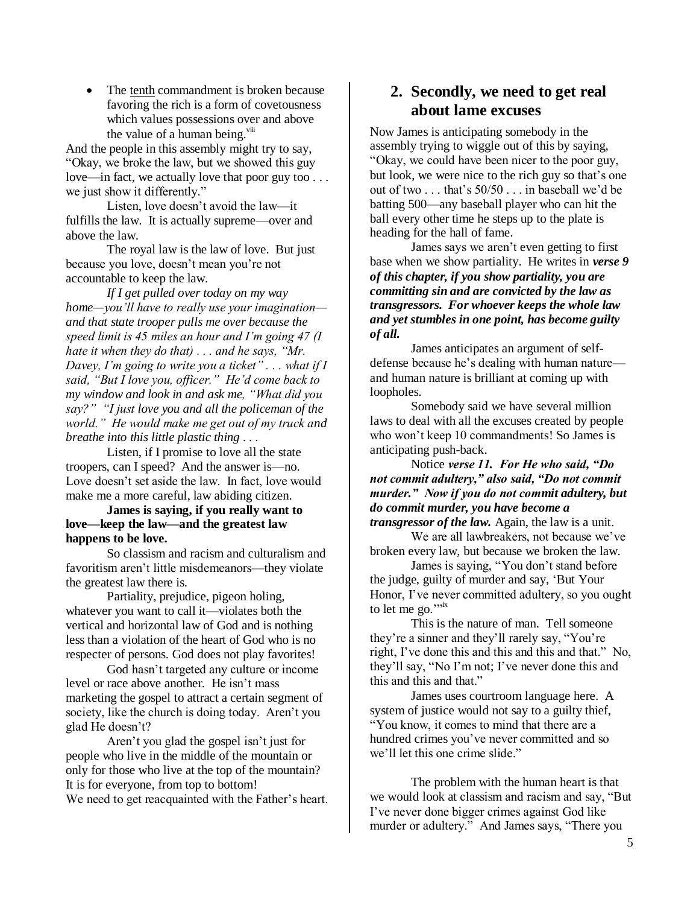- The tenth commandment is broken because favoring the rich is a form of covetousness which values possessions over and above the value of a human being.[viii]

And the people in this assembly might try to say, "Okay, we broke the law, but we showed this guy love—in fact, we actually love that poor guy too . . . we just show it differently."

Listen, love doesn't avoid the law—it fulfills the law. It is actually supreme—over and above the law.

The royal law is the law of love. But just because you love, doesn't mean you're not accountable to keep the law.

*If I get pulled over today on my way home—you'll have to really use your imagination—and that state trooper pulls me over because the speed limit is 45 miles an hour and I'm going 47 (I hate it when they do that) . . . and he says, "Mr. Davey, I'm going to write you a ticket" . . . what if I said, "But I love you, officer." He'd come back to my window and look in and ask me, "What did you say?" "I just love you and all the policeman of the world." He would make me get out of my truck and breathe into this little plastic thing . . .*

Listen, if I promise to love all the state troopers, can I speed? And the answer is—no. Love doesn't set aside the law. In fact, love would make me a more careful, law abiding citizen.

**James is saying, if you really want to love—keep the law—and the greatest law happens to be love.**

So classism and racism and culturalism and favoritism aren't little misdemeanors—they violate the greatest law there is.

Partiality, prejudice, pigeon holing, whatever you want to call it—violates both the vertical and horizontal law of God and is nothing less than a violation of the heart of God who is no respecter of persons. God does not play favorites!

God hasn't targeted any culture or income level or race above another. He isn't mass marketing the gospel to attract a certain segment of society, like the church is doing today. Aren't you glad He doesn't?

Aren't you glad the gospel isn't just for people who live in the middle of the mountain or only for those who live at the top of the mountain? It is for everyone, from top to bottom!

We need to get reacquainted with the Father's heart.

## 2. Secondly, we need to get real about lame excuses

Now James is anticipating somebody in the assembly trying to wiggle out of this by saying, "Okay, we could have been nicer to the poor guy, but look, we were nice to the rich guy so that's one out of two . . . that's 50/50 . . . in baseball we'd be batting 500—any baseball player who can hit the ball every other time he steps up to the plate is heading for the hall of fame.

James says we aren't even getting to first base when we show partiality. He writes in ***verse 9 of this chapter, if you show partiality, you are committing sin and are convicted by the law as transgressors. For whoever keeps the whole law and yet stumbles in one point, has become guilty of all.***

James anticipates an argument of self-defense because he's dealing with human nature—and human nature is brilliant at coming up with loopholes.

Somebody said we have several million laws to deal with all the excuses created by people who won't keep 10 commandments! So James is anticipating push-back.

Notice ***verse 11. For He who said, "Do not commit adultery," also said, "Do not commit murder." Now if you do not commit adultery, but do commit murder, you have become a transgressor of the law.*** Again, the law is a unit.

We are all lawbreakers, not because we've broken every law, but because we broken the law.

James is saying, "You don't stand before the judge, guilty of murder and say, 'But Your Honor, I've never committed adultery, so you ought to let me go.'"[ix]

This is the nature of man. Tell someone they're a sinner and they'll rarely say, "You're right, I've done this and this and this and that." No, they'll say, "No I'm not; I've never done this and this and this and that."

James uses courtroom language here. A system of justice would not say to a guilty thief, "You know, it comes to mind that there are a hundred crimes you've never committed and so we'll let this one crime slide."

The problem with the human heart is that we would look at classism and racism and say, "But I've never done bigger crimes against God like murder or adultery." And James says, "There you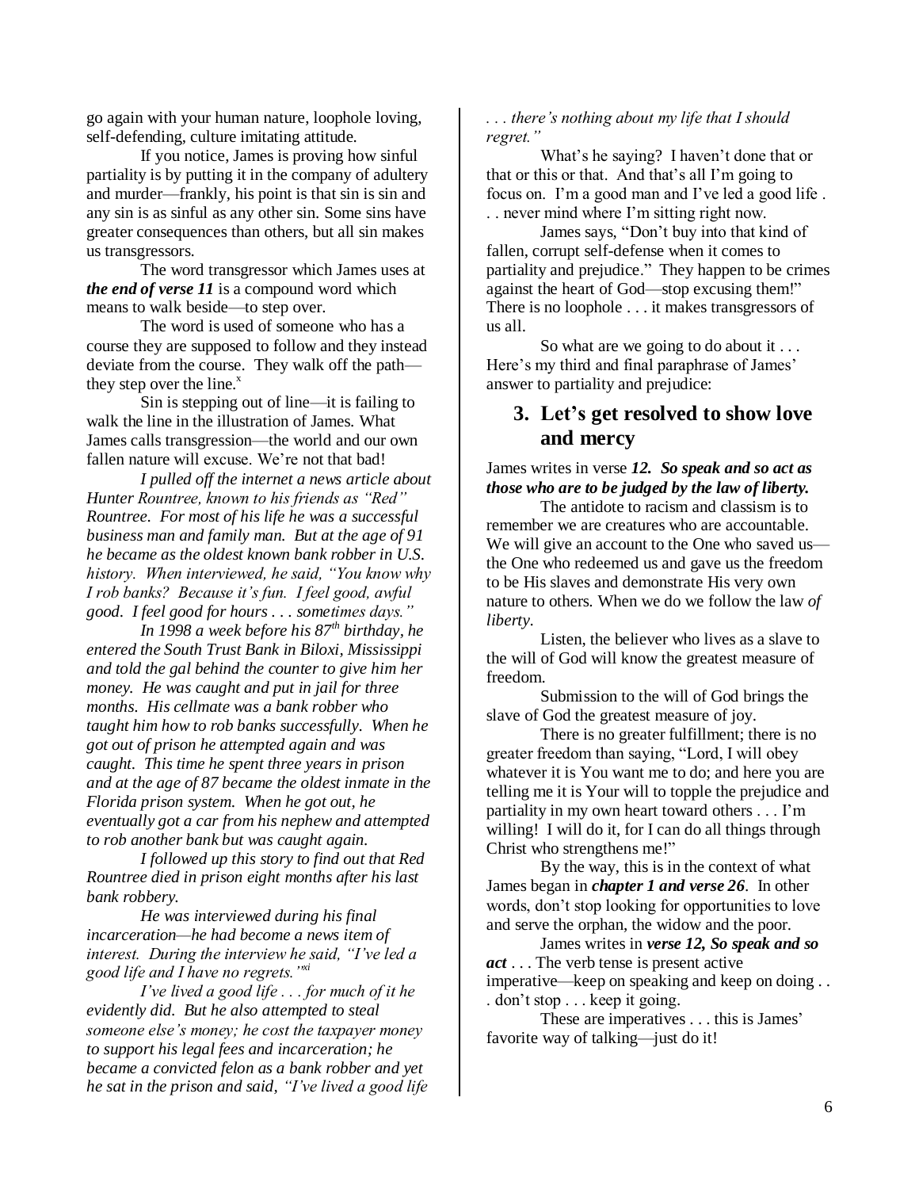go again with your human nature, loophole loving, self-defending, culture imitating attitude.

If you notice, James is proving how sinful partiality is by putting it in the company of adultery and murder—frankly, his point is that sin is sin and any sin is as sinful as any other sin. Some sins have greater consequences than others, but all sin makes us transgressors.

The word transgressor which James uses at ***the end of verse 11*** is a compound word which means to walk beside—to step over.

The word is used of someone who has a course they are supposed to follow and they instead deviate from the course. They walk off the path—they step over the line.[x]

Sin is stepping out of line—it is failing to walk the line in the illustration of James. What James calls transgression—the world and our own fallen nature will excuse. We're not that bad!

*I pulled off the internet a news article about Hunter Rountree, known to his friends as "Red" Rountree. For most of his life he was a successful business man and family man. But at the age of 91 he became as the oldest known bank robber in U.S. history. When interviewed, he said, "You know why I rob banks? Because it's fun. I feel good, awful good. I feel good for hours . . . sometimes days."*

*In 1998 a week before his 87th birthday, he entered the South Trust Bank in Biloxi, Mississippi and told the gal behind the counter to give him her money. He was caught and put in jail for three months. His cellmate was a bank robber who taught him how to rob banks successfully. When he got out of prison he attempted again and was caught. This time he spent three years in prison and at the age of 87 became the oldest inmate in the Florida prison system. When he got out, he eventually got a car from his nephew and attempted to rob another bank but was caught again.*

*I followed up this story to find out that Red Rountree died in prison eight months after his last bank robbery.*

*He was interviewed during his final incarceration—he had become a news item of interest. During the interview he said, "I've led a good life and I have no regrets."[xi]*

*I've lived a good life . . . for much of it he evidently did. But he also attempted to steal someone else's money; he cost the taxpayer money to support his legal fees and incarceration; he became a convicted felon as a bank robber and yet he sat in the prison and said, "I've lived a good life . . . there's nothing about my life that I should regret."*

What's he saying? I haven't done that or that or this or that. And that's all I'm going to focus on. I'm a good man and I've led a good life . . . never mind where I'm sitting right now.

James says, "Don't buy into that kind of fallen, corrupt self-defense when it comes to partiality and prejudice." They happen to be crimes against the heart of God—stop excusing them!" There is no loophole . . . it makes transgressors of us all.

So what are we going to do about it . . . Here's my third and final paraphrase of James' answer to partiality and prejudice:

## 3. Let's get resolved to show love and mercy

James writes in verse ***12. So speak and so act as those who are to be judged by the law of liberty.***

The antidote to racism and classism is to remember we are creatures who are accountable. We will give an account to the One who saved us—the One who redeemed us and gave us the freedom to be His slaves and demonstrate His very own nature to others. When we do we follow the law *of liberty*.

Listen, the believer who lives as a slave to the will of God will know the greatest measure of freedom.

Submission to the will of God brings the slave of God the greatest measure of joy.

There is no greater fulfillment; there is no greater freedom than saying, "Lord, I will obey whatever it is You want me to do; and here you are telling me it is Your will to topple the prejudice and partiality in my own heart toward others . . . I'm willing! I will do it, for I can do all things through Christ who strengthens me!"

By the way, this is in the context of what James began in ***chapter 1 and verse 26***. In other words, don't stop looking for opportunities to love and serve the orphan, the widow and the poor.

James writes in ***verse 12, So speak and so act*** . . . The verb tense is present active imperative—keep on speaking and keep on doing . . . don't stop . . . keep it going.

These are imperatives . . . this is James' favorite way of talking—just do it!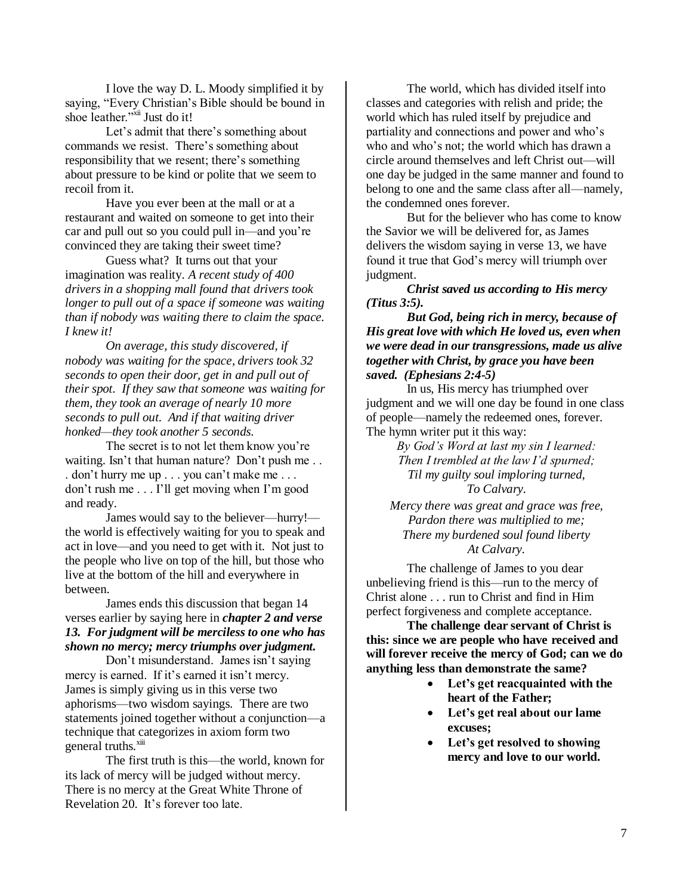I love the way D. L. Moody simplified it by saying, "Every Christian's Bible should be bound in shoe leather."[xii] Just do it!

Let's admit that there's something about commands we resist. There's something about responsibility that we resent; there's something about pressure to be kind or polite that we seem to recoil from it.

Have you ever been at the mall or at a restaurant and waited on someone to get into their car and pull out so you could pull in—and you're convinced they are taking their sweet time?

Guess what? It turns out that your imagination was reality. *A recent study of 400 drivers in a shopping mall found that drivers took longer to pull out of a space if someone was waiting than if nobody was waiting there to claim the space. I knew it!*

*On average, this study discovered, if nobody was waiting for the space, drivers took 32 seconds to open their door, get in and pull out of their spot. If they saw that someone was waiting for them, they took an average of nearly 10 more seconds to pull out. And if that waiting driver honked—they took another 5 seconds.*

The secret is to not let them know you're waiting. Isn't that human nature? Don't push me . . . don't hurry me up . . . you can't make me . . . don't rush me . . . I'll get moving when I'm good and ready.

James would say to the believer—hurry!—the world is effectively waiting for you to speak and act in love—and you need to get with it. Not just to the people who live on top of the hill, but those who live at the bottom of the hill and everywhere in between.

James ends this discussion that began 14 verses earlier by saying here in ***chapter 2 and verse 13. For judgment will be merciless to one who has shown no mercy; mercy triumphs over judgment.***

Don't misunderstand. James isn't saying mercy is earned. If it's earned it isn't mercy. James is simply giving us in this verse two aphorisms—two wisdom sayings. There are two statements joined together without a conjunction—a technique that categorizes in axiom form two general truths.[xiii]

The first truth is this—the world, known for its lack of mercy will be judged without mercy. There is no mercy at the Great White Throne of Revelation 20. It's forever too late.

The world, which has divided itself into classes and categories with relish and pride; the world which has ruled itself by prejudice and partiality and connections and power and who's who and who's not; the world which has drawn a circle around themselves and left Christ out—will one day be judged in the same manner and found to belong to one and the same class after all—namely, the condemned ones forever.

But for the believer who has come to know the Savior we will be delivered for, as James delivers the wisdom saying in verse 13, we have found it true that God's mercy will triumph over judgment.

***Christ saved us according to His mercy (Titus 3:5).***

***But God, being rich in mercy, because of His great love with which He loved us, even when we were dead in our transgressions, made us alive together with Christ, by grace you have been saved. (Ephesians 2:4-5)***

In us, His mercy has triumphed over judgment and we will one day be found in one class of people—namely the redeemed ones, forever. The hymn writer put it this way:

*By God's Word at last my sin I learned:*
*Then I trembled at the law I'd spurned;*
*Til my guilty soul imploring turned,*
*To Calvary.*

*Mercy there was great and grace was free,*
*Pardon there was multiplied to me;*
*There my burdened soul found liberty*
*At Calvary.*

The challenge of James to you dear unbelieving friend is this—run to the mercy of Christ alone . . . run to Christ and find in Him perfect forgiveness and complete acceptance.

**The challenge dear servant of Christ is this: since we are people who have received and will forever receive the mercy of God; can we do anything less than demonstrate the same?**

- **Let's get reacquainted with the heart of the Father;**
- **Let's get real about our lame excuses;**
- **Let's get resolved to showing mercy and love to our world.**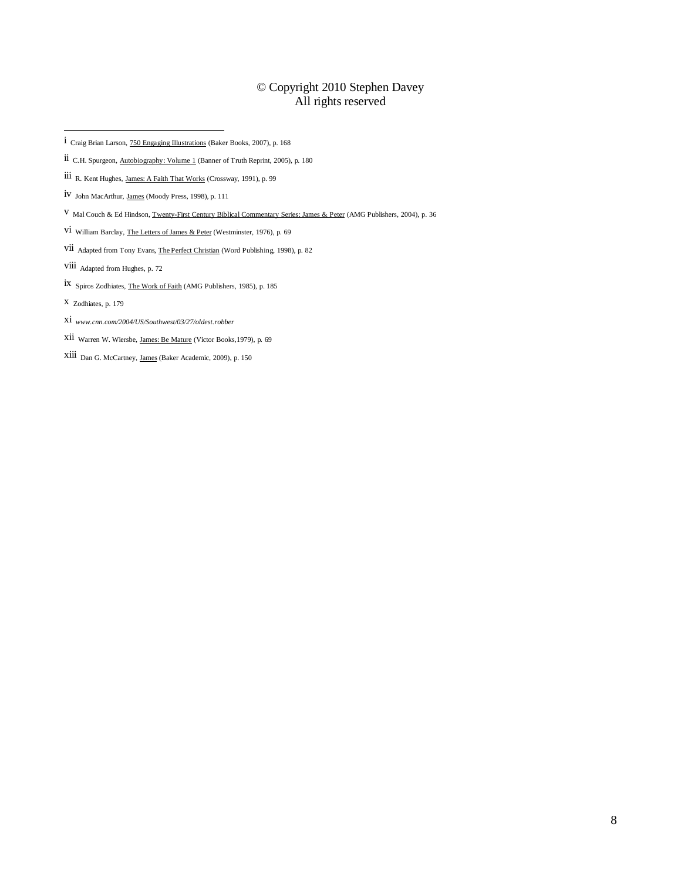© Copyright 2010 Stephen Davey
All rights reserved

---

i Craig Brian Larson, 750 Engaging Illustrations (Baker Books, 2007), p. 168

ii C.H. Spurgeon, Autobiography: Volume 1 (Banner of Truth Reprint, 2005), p. 180

iii R. Kent Hughes, James: A Faith That Works (Crossway, 1991), p. 99

iv John MacArthur, James (Moody Press, 1998), p. 111

v Mal Couch & Ed Hindson, Twenty-First Century Biblical Commentary Series: James & Peter (AMG Publishers, 2004), p. 36

vi William Barclay, The Letters of James & Peter (Westminster, 1976), p. 69

vii Adapted from Tony Evans, The Perfect Christian (Word Publishing, 1998), p. 82

viii Adapted from Hughes, p. 72

ix Spiros Zodhiates, The Work of Faith (AMG Publishers, 1985), p. 185

x Zodhiates, p. 179

xi *www.cnn.com/2004/US/Southwest/03/27/oldest.robber*

xii Warren W. Wiersbe, James: Be Mature (Victor Books,1979), p. 69

xiii Dan G. McCartney, James (Baker Academic, 2009), p. 150